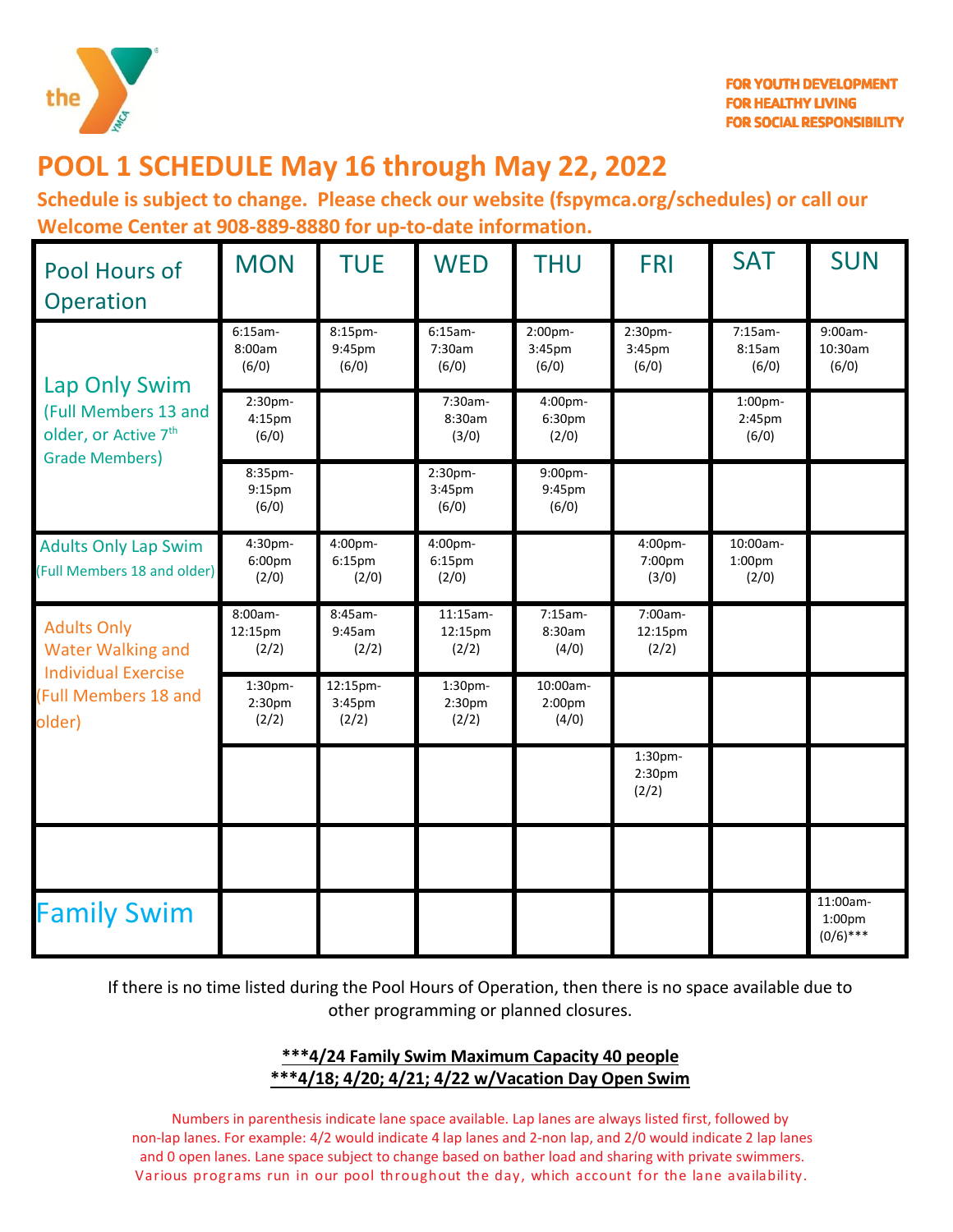FOR YOUTH DEVELOPMENT
FOR HEALTHY LIVING
FOR SOCIAL RESPONSIBILITY

# POOL 1 SCHEDULE May 16 through May 22, 2022

**Schedule is subject to change. Please check our website (fspymca.org/schedules) or call our Welcome Center at 908-889-8880 for up-to-date information.**

| Pool Hours of Operation | MON | TUE | WED | THU | FRI | SAT | SUN |
|---|---|---|---|---|---|---|---|
| Lap Only Swim (Full Members 13 and older, or Active 7th Grade Members) | 6:15am-8:00am (6/0) | 8:15pm-9:45pm (6/0) | 6:15am-7:30am (6/0) | 2:00pm-3:45pm (6/0) | 2:30pm-3:45pm (6/0) | 7:15am-8:15am (6/0) | 9:00am-10:30am (6/0) |
| | 2:30pm-4:15pm (6/0) | | 7:30am-8:30am (3/0) | 4:00pm-6:30pm (2/0) | | 1:00pm-2:45pm (6/0) | |
| | 8:35pm-9:15pm (6/0) | | 2:30pm-3:45pm (6/0) | 9:00pm-9:45pm (6/0) | | | |
| Adults Only Lap Swim (Full Members 18 and older) | 4:30pm-6:00pm (2/0) | 4:00pm-6:15pm (2/0) | 4:00pm-6:15pm (2/0) | | 4:00pm-7:00pm (3/0) | 10:00am-1:00pm (2/0) | |
| Adults Only Water Walking and Individual Exercise (Full Members 18 and older) | 8:00am-12:15pm (2/2) | 8:45am-9:45am (2/2) | 11:15am-12:15pm (2/2) | 7:15am-8:30am (4/0) | 7:00am-12:15pm (2/2) | | |
| | 1:30pm-2:30pm (2/2) | 12:15pm-3:45pm (2/2) | 1:30pm-2:30pm (2/2) | 10:00am-2:00pm (4/0) | | | |
| | | | | | 1:30pm-2:30pm (2/2) | | |
| | | | | | | | |
| Family Swim | | | | | | | 11:00am-1:00pm (0/6)*** |

If there is no time listed during the Pool Hours of Operation, then there is no space available due to other programming or planned closures.

**\*\*\*4/24 Family Swim Maximum Capacity 40 people**
**\*\*\*4/18; 4/20; 4/21; 4/22 w/Vacation Day Open Swim**

Numbers in parenthesis indicate lane space available. Lap lanes are always listed first, followed by non-lap lanes. For example: 4/2 would indicate 4 lap lanes and 2-non lap, and 2/0 would indicate 2 lap lanes and 0 open lanes. Lane space subject to change based on bather load and sharing with private swimmers. Various programs run in our pool throughout the day, which account for the lane availability.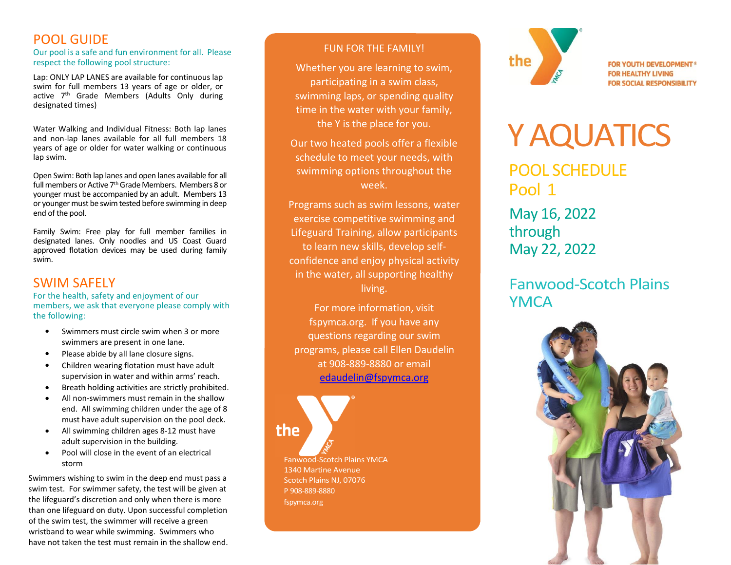# POOL GUIDE

Our pool is a safe and fun environment for all. Please respect the following pool structure:

Lap: ONLY LAP LANES are available for continuous lap swim for full members 13 years of age or older, or active 7th Grade Members (Adults Only during designated times)

Water Walking and Individual Fitness: Both lap lanes and non-lap lanes available for all full members 18 years of age or older for water walking or continuous lap swim.

Open Swim: Both lap lanes and open lanes available for all full members or Active 7th Grade Members. Members 8 or younger must be accompanied by an adult. Members 13 or younger must be swim tested before swimming in deep end of the pool.

Family Swim: Free play for full member families in designated lanes. Only noodles and US Coast Guard approved flotation devices may be used during family swim.

# SWIM SAFELY

For the health, safety and enjoyment of our members, we ask that everyone please comply with the following:

- Swimmers must circle swim when 3 or more swimmers are present in one lane.
- Please abide by all lane closure signs.
- Children wearing flotation must have adult supervision in water and within arms' reach.
- Breath holding activities are strictly prohibited.
- All non-swimmers must remain in the shallow end. All swimming children under the age of 8 must have adult supervision on the pool deck.
- All swimming children ages 8-12 must have adult supervision in the building.
- Pool will close in the event of an electrical storm

Swimmers wishing to swim in the deep end must pass a swim test. For swimmer safety, the test will be given at the lifeguard's discretion and only when there is more than one lifeguard on duty. Upon successful completion of the swim test, the swimmer will receive a green wristband to wear while swimming. Swimmers who have not taken the test must remain in the shallow end.

## FUN FOR THE FAMILY!

Whether you are learning to swim, participating in a swim class, swimming laps, or spending quality time in the water with your family, the Y is the place for you.

Our two heated pools offer a flexible schedule to meet your needs, with swimming options throughout the week.

Programs such as swim lessons, water exercise competitive swimming and Lifeguard Training, allow participants to learn new skills, develop self-confidence and enjoy physical activity in the water, all supporting healthy living.

For more information, visit fspymca.org. If you have any questions regarding our swim programs, please call Ellen Daudelin at 908-889-8880 or email edaudelin@fspymca.org

Fanwood-Scotch Plains YMCA
1340 Martine Avenue
Scotch Plains NJ, 07076
P 908-889-8880
fspymca.org

FOR YOUTH DEVELOPMENT®
FOR HEALTHY LIVING
FOR SOCIAL RESPONSIBILITY

# Y AQUATICS

## POOL SCHEDULE
## Pool 1

May 16, 2022
through
May 22, 2022

## Fanwood-Scotch Plains YMCA